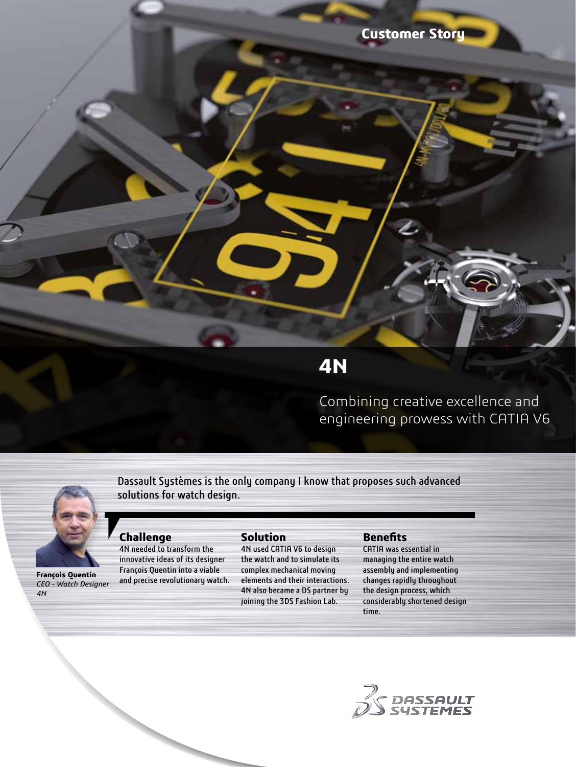Customer Story

# 4N

## Combining creative excellence and engineering prowess with CATIA V6

Dassault Systèmes is the only company I know that proposes such advanced solutions for watch design.

**François Quentin**
*CEO - Watch Designer*
*4N*

### Challenge

4N needed to transform the innovative ideas of its designer François Quentin into a viable and precise revolutionary watch.

### Solution

4N used CATIA V6 to design the watch and to simulate its complex mechanical moving elements and their interactions. 4N also became a DS partner by joining the 3DS Fashion Lab.

### Benefits

CATIA was essential in managing the entire watch assembly and implementing changes rapidly throughout the design process, which considerably shortened design time.

DASSAULT SYSTEMES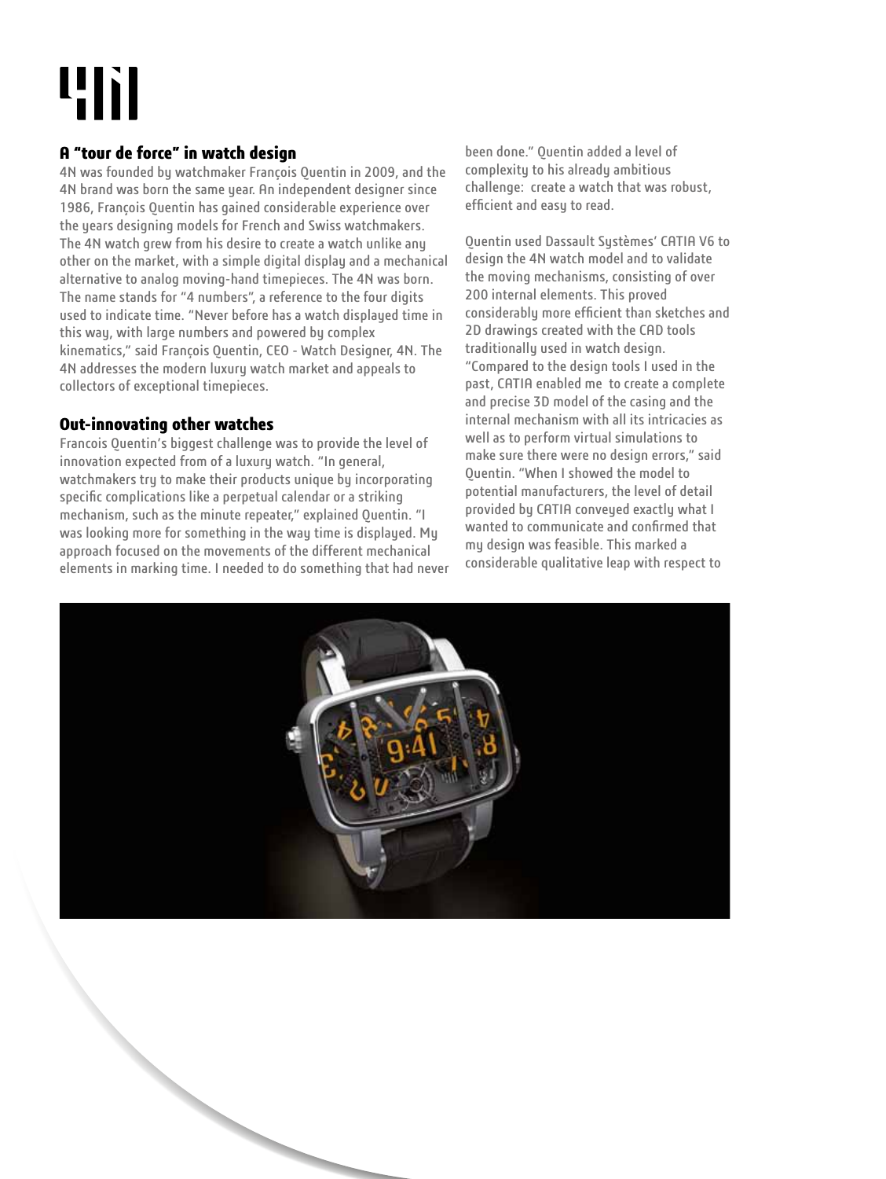# 4N

## A "tour de force" in watch design

4N was founded by watchmaker François Quentin in 2009, and the 4N brand was born the same year. An independent designer since 1986, François Quentin has gained considerable experience over the years designing models for French and Swiss watchmakers. The 4N watch grew from his desire to create a watch unlike any other on the market, with a simple digital display and a mechanical alternative to analog moving-hand timepieces. The 4N was born. The name stands for "4 numbers", a reference to the four digits used to indicate time. "Never before has a watch displayed time in this way, with large numbers and powered by complex kinematics," said François Quentin, CEO - Watch Designer, 4N. The 4N addresses the modern luxury watch market and appeals to collectors of exceptional timepieces.

## Out-innovating other watches

Francois Quentin's biggest challenge was to provide the level of innovation expected from of a luxury watch. "In general, watchmakers try to make their products unique by incorporating specific complications like a perpetual calendar or a striking mechanism, such as the minute repeater," explained Quentin. "I was looking more for something in the way time is displayed. My approach focused on the movements of the different mechanical elements in marking time. I needed to do something that had never been done." Quentin added a level of complexity to his already ambitious challenge: create a watch that was robust, efficient and easy to read.

Quentin used Dassault Systèmes' CATIA V6 to design the 4N watch model and to validate the moving mechanisms, consisting of over 200 internal elements. This proved considerably more efficient than sketches and 2D drawings created with the CAD tools traditionally used in watch design. "Compared to the design tools I used in the past, CATIA enabled me to create a complete and precise 3D model of the casing and the internal mechanism with all its intricacies as well as to perform virtual simulations to make sure there were no design errors," said Quentin. "When I showed the model to potential manufacturers, the level of detail provided by CATIA conveyed exactly what I wanted to communicate and confirmed that my design was feasible. This marked a considerable qualitative leap with respect to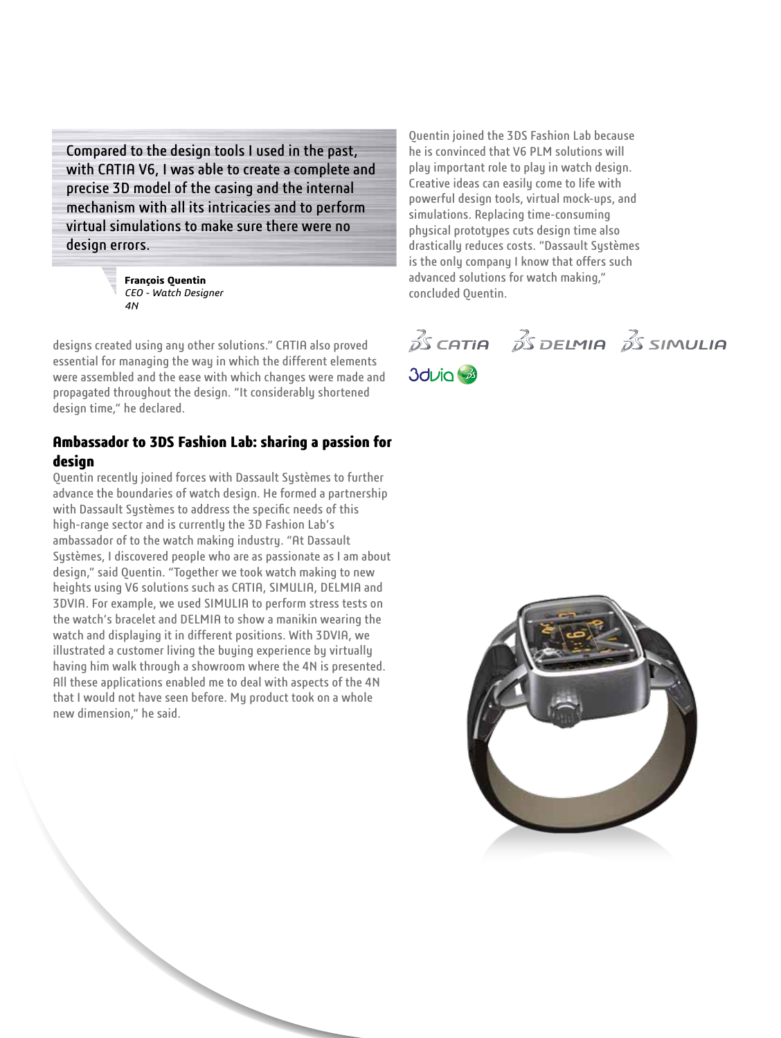> Compared to the design tools I used in the past, with CATIA V6, I was able to create a complete and precise 3D model of the casing and the internal mechanism with all its intricacies and to perform virtual simulations to make sure there were no design errors.

**François Quentin**
*CEO - Watch Designer*
*4N*

designs created using any other solutions." CATIA also proved essential for managing the way in which the different elements were assembled and the ease with which changes were made and propagated throughout the design. "It considerably shortened design time," he declared.

## Ambassador to 3DS Fashion Lab: sharing a passion for design

Quentin recently joined forces with Dassault Systèmes to further advance the boundaries of watch design. He formed a partnership with Dassault Systèmes to address the specific needs of this high-range sector and is currently the 3D Fashion Lab's ambassador of to the watch making industry. "At Dassault Systèmes, I discovered people who are as passionate as I am about design," said Quentin. "Together we took watch making to new heights using V6 solutions such as CATIA, SIMULIA, DELMIA and 3DVIA. For example, we used SIMULIA to perform stress tests on the watch's bracelet and DELMIA to show a manikin wearing the watch and displaying it in different positions. With 3DVIA, we illustrated a customer living the buying experience by virtually having him walk through a showroom where the 4N is presented. All these applications enabled me to deal with aspects of the 4N that I would not have seen before. My product took on a whole new dimension," he said.

Quentin joined the 3DS Fashion Lab because he is convinced that V6 PLM solutions will play important role to play in watch design. Creative ideas can easily come to life with powerful design tools, virtual mock-ups, and simulations. Replacing time-consuming physical prototypes cuts design time also drastically reduces costs. "Dassault Systèmes is the only company I know that offers such advanced solutions for watch making," concluded Quentin.

CATIA DELMIA SIMULIA
3DVIA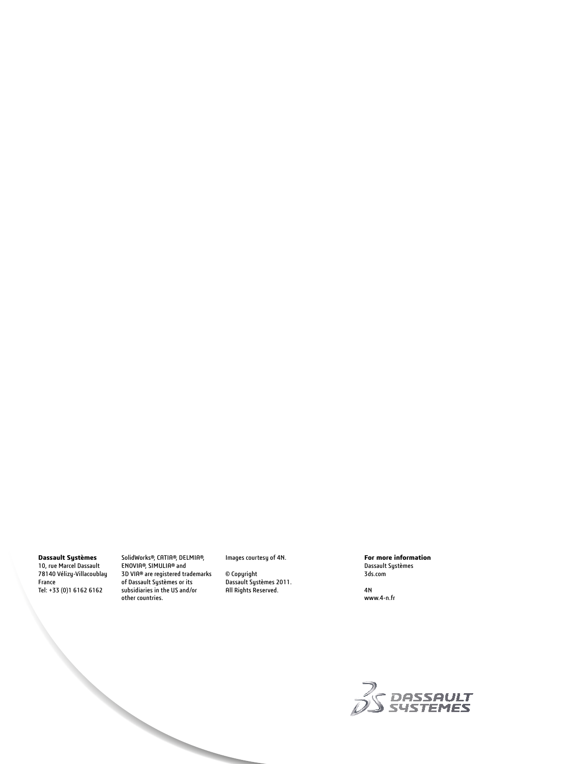**Dassault Systèmes**
10, rue Marcel Dassault
78140 Vélizy-Villacoublay
France
Tel: +33 (0)1 6162 6162

SolidWorks®, CATIA®, DELMIA®, ENOVIA®, SIMULIA® and 3D VIA® are registered trademarks of Dassault Systèmes or its subsidiaries in the US and/or other countries.

Images courtesy of 4N.

© Copyright
Dassault Systèmes 2011.
All Rights Reserved.

**For more information**
Dassault Systèmes
3ds.com

4N
www.4-n.fr